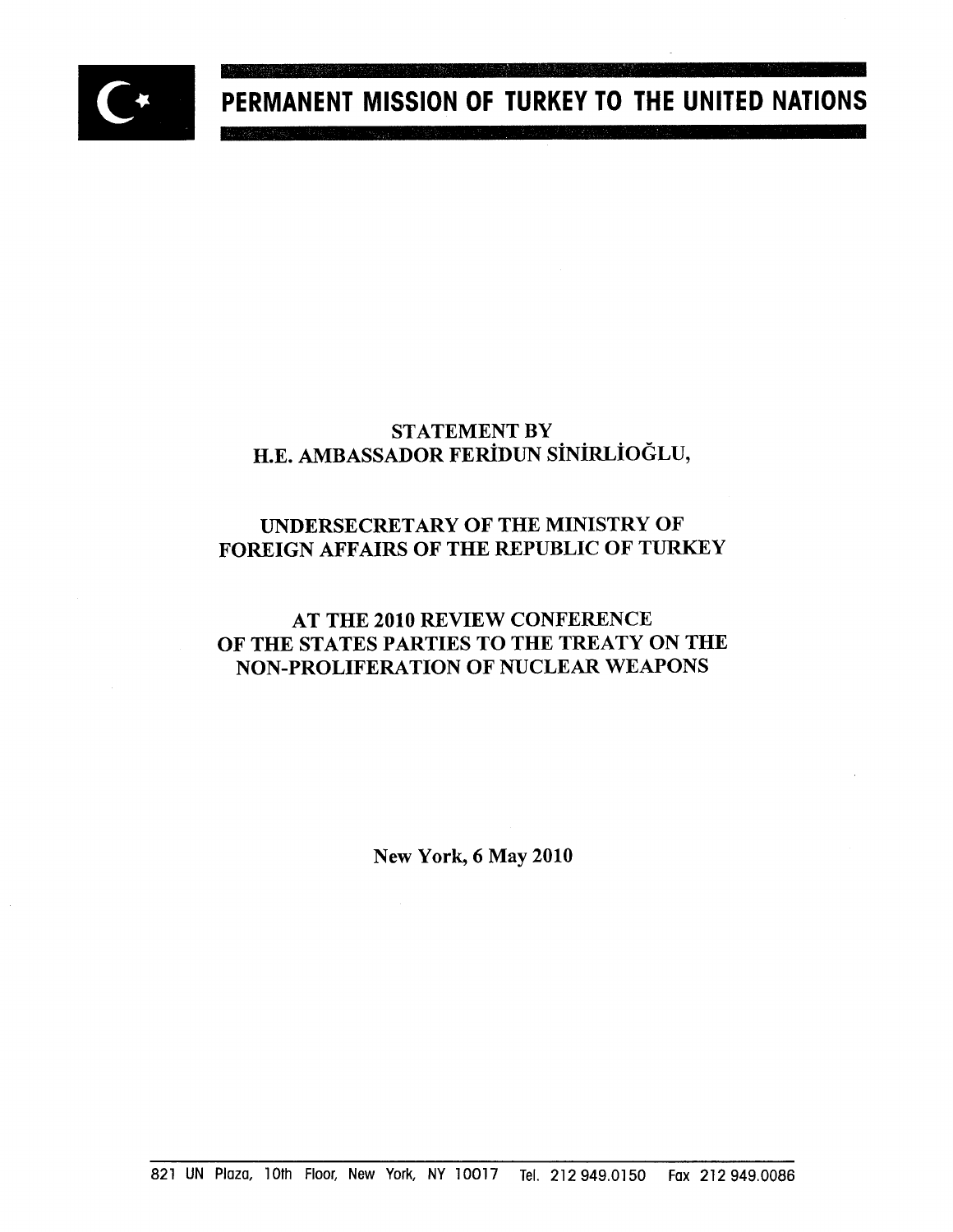# PERMANENT MISSION OF TURKEY TO THE UNITED NATIONS

STATEMENT BY
H.E. AMBASSADOR FERİDUN SİNİRLİOĞLU,

UNDERSECRETARY OF THE MINISTRY OF
FOREIGN AFFAIRS OF THE REPUBLIC OF TURKEY

AT THE 2010 REVIEW CONFERENCE
OF THE STATES PARTIES TO THE TREATY ON THE
NON-PROLIFERATION OF NUCLEAR WEAPONS

New York, 6 May 2010

821 UN Plaza, 10th Floor, New York, NY 10017 Tel. 212 949.0150 Fax 212 949.0086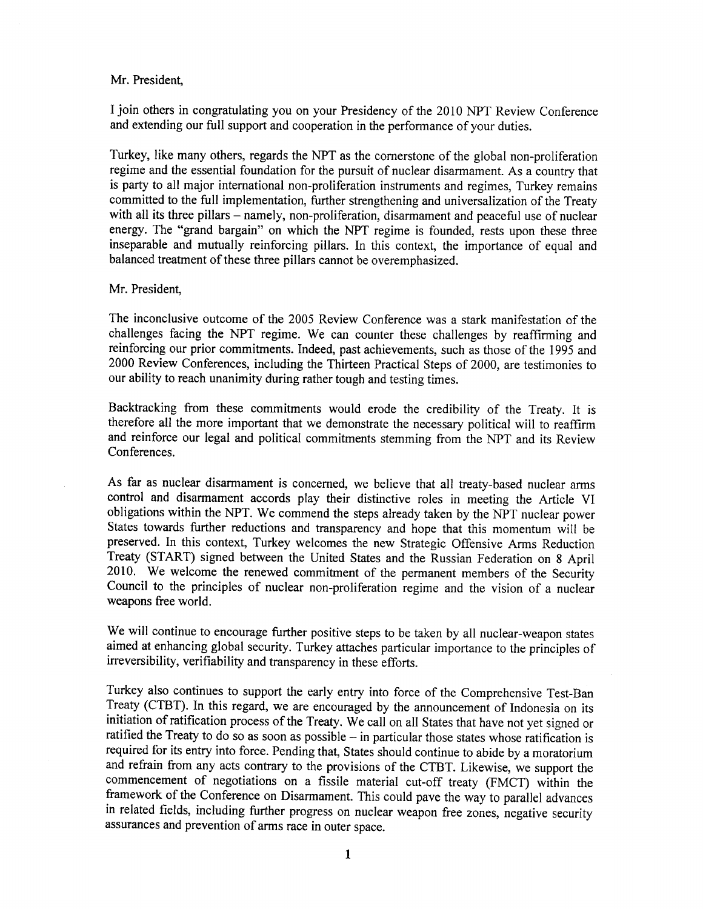Mr. President,

I join others in congratulating you on your Presidency of the 2010 NPT Review Conference and extending our full support and cooperation in the performance of your duties.

Turkey, like many others, regards the NPT as the cornerstone of the global non-proliferation regime and the essential foundation for the pursuit of nuclear disarmament. As a country that is party to all major international non-proliferation instruments and regimes, Turkey remains committed to the full implementation, further strengthening and universalization of the Treaty with all its three pillars – namely, non-proliferation, disarmament and peaceful use of nuclear energy. The "grand bargain" on which the NPT regime is founded, rests upon these three inseparable and mutually reinforcing pillars. In this context, the importance of equal and balanced treatment of these three pillars cannot be overemphasized.

Mr. President,

The inconclusive outcome of the 2005 Review Conference was a stark manifestation of the challenges facing the NPT regime. We can counter these challenges by reaffirming and reinforcing our prior commitments. Indeed, past achievements, such as those of the 1995 and 2000 Review Conferences, including the Thirteen Practical Steps of 2000, are testimonies to our ability to reach unanimity during rather tough and testing times.

Backtracking from these commitments would erode the credibility of the Treaty. It is therefore all the more important that we demonstrate the necessary political will to reaffirm and reinforce our legal and political commitments stemming from the NPT and its Review Conferences.

As far as nuclear disarmament is concerned, we believe that all treaty-based nuclear arms control and disarmament accords play their distinctive roles in meeting the Article VI obligations within the NPT. We commend the steps already taken by the NPT nuclear power States towards further reductions and transparency and hope that this momentum will be preserved. In this context, Turkey welcomes the new Strategic Offensive Arms Reduction Treaty (START) signed between the United States and the Russian Federation on 8 April 2010. We welcome the renewed commitment of the permanent members of the Security Council to the principles of nuclear non-proliferation regime and the vision of a nuclear weapons free world.

We will continue to encourage further positive steps to be taken by all nuclear-weapon states aimed at enhancing global security. Turkey attaches particular importance to the principles of irreversibility, verifiability and transparency in these efforts.

Turkey also continues to support the early entry into force of the Comprehensive Test-Ban Treaty (CTBT). In this regard, we are encouraged by the announcement of Indonesia on its initiation of ratification process of the Treaty. We call on all States that have not yet signed or ratified the Treaty to do so as soon as possible – in particular those states whose ratification is required for its entry into force. Pending that, States should continue to abide by a moratorium and refrain from any acts contrary to the provisions of the CTBT. Likewise, we support the commencement of negotiations on a fissile material cut-off treaty (FMCT) within the framework of the Conference on Disarmament. This could pave the way to parallel advances in related fields, including further progress on nuclear weapon free zones, negative security assurances and prevention of arms race in outer space.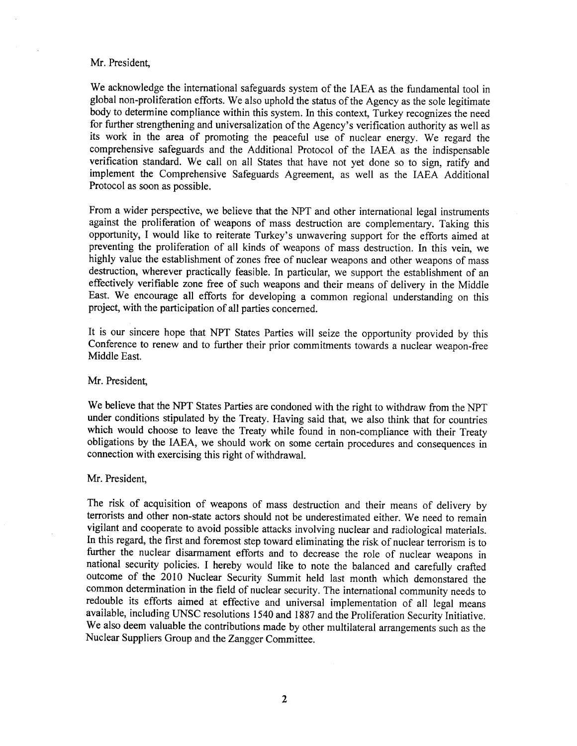Mr. President,

We acknowledge the international safeguards system of the IAEA as the fundamental tool in global non-proliferation efforts. We also uphold the status of the Agency as the sole legitimate body to determine compliance within this system. In this context, Turkey recognizes the need for further strengthening and universalization of the Agency's verification authority as well as its work in the area of promoting the peaceful use of nuclear energy. We regard the comprehensive safeguards and the Additional Protocol of the IAEA as the indispensable verification standard. We call on all States that have not yet done so to sign, ratify and implement the Comprehensive Safeguards Agreement, as well as the IAEA Additional Protocol as soon as possible.

From a wider perspective, we believe that the NPT and other international legal instruments against the proliferation of weapons of mass destruction are complementary. Taking this opportunity, I would like to reiterate Turkey's unwavering support for the efforts aimed at preventing the proliferation of all kinds of weapons of mass destruction. In this vein, we highly value the establishment of zones free of nuclear weapons and other weapons of mass destruction, wherever practically feasible. In particular, we support the establishment of an effectively verifiable zone free of such weapons and their means of delivery in the Middle East. We encourage all efforts for developing a common regional understanding on this project, with the participation of all parties concerned.

It is our sincere hope that NPT States Parties will seize the opportunity provided by this Conference to renew and to further their prior commitments towards a nuclear weapon-free Middle East.

Mr. President,

We believe that the NPT States Parties are condoned with the right to withdraw from the NPT under conditions stipulated by the Treaty. Having said that, we also think that for countries which would choose to leave the Treaty while found in non-compliance with their Treaty obligations by the IAEA, we should work on some certain procedures and consequences in connection with exercising this right of withdrawal.

Mr. President,

The risk of acquisition of weapons of mass destruction and their means of delivery by terrorists and other non-state actors should not be underestimated either. We need to remain vigilant and cooperate to avoid possible attacks involving nuclear and radiological materials. In this regard, the first and foremost step toward eliminating the risk of nuclear terrorism is to further the nuclear disarmament efforts and to decrease the role of nuclear weapons in national security policies. I hereby would like to note the balanced and carefully crafted outcome of the 2010 Nuclear Security Summit held last month which demonstared the common determination in the field of nuclear security. The international community needs to redouble its efforts aimed at effective and universal implementation of all legal means available, including UNSC resolutions 1540 and 1887 and the Proliferation Security Initiative. We also deem valuable the contributions made by other multilateral arrangements such as the Nuclear Suppliers Group and the Zangger Committee.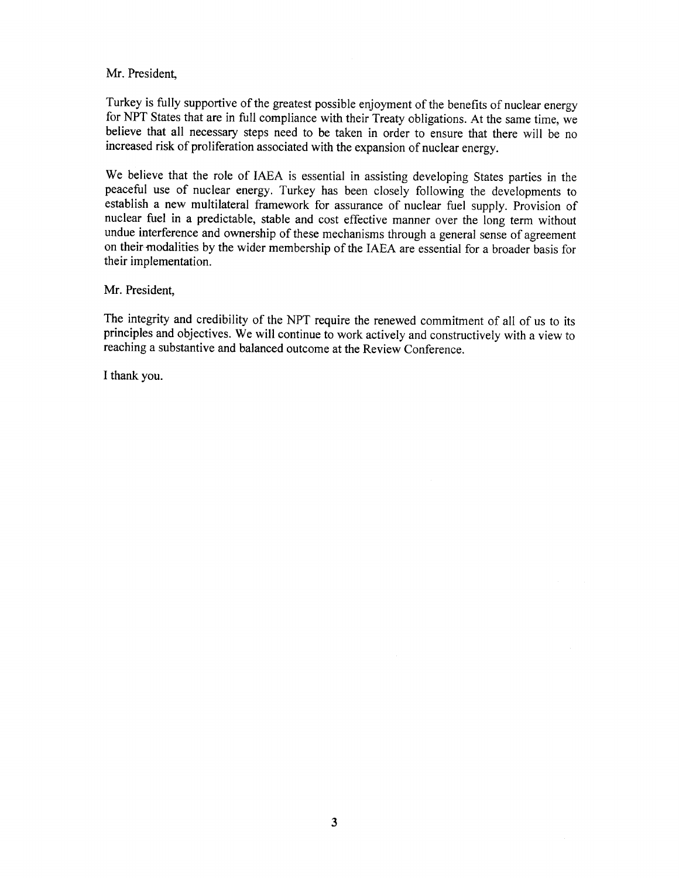Mr. President,

Turkey is fully supportive of the greatest possible enjoyment of the benefits of nuclear energy for NPT States that are in full compliance with their Treaty obligations. At the same time, we believe that all necessary steps need to be taken in order to ensure that there will be no increased risk of proliferation associated with the expansion of nuclear energy.

We believe that the role of IAEA is essential in assisting developing States parties in the peaceful use of nuclear energy. Turkey has been closely following the developments to establish a new multilateral framework for assurance of nuclear fuel supply. Provision of nuclear fuel in a predictable, stable and cost effective manner over the long term without undue interference and ownership of these mechanisms through a general sense of agreement on their modalities by the wider membership of the IAEA are essential for a broader basis for their implementation.

Mr. President,

The integrity and credibility of the NPT require the renewed commitment of all of us to its principles and objectives. We will continue to work actively and constructively with a view to reaching a substantive and balanced outcome at the Review Conference.

I thank you.